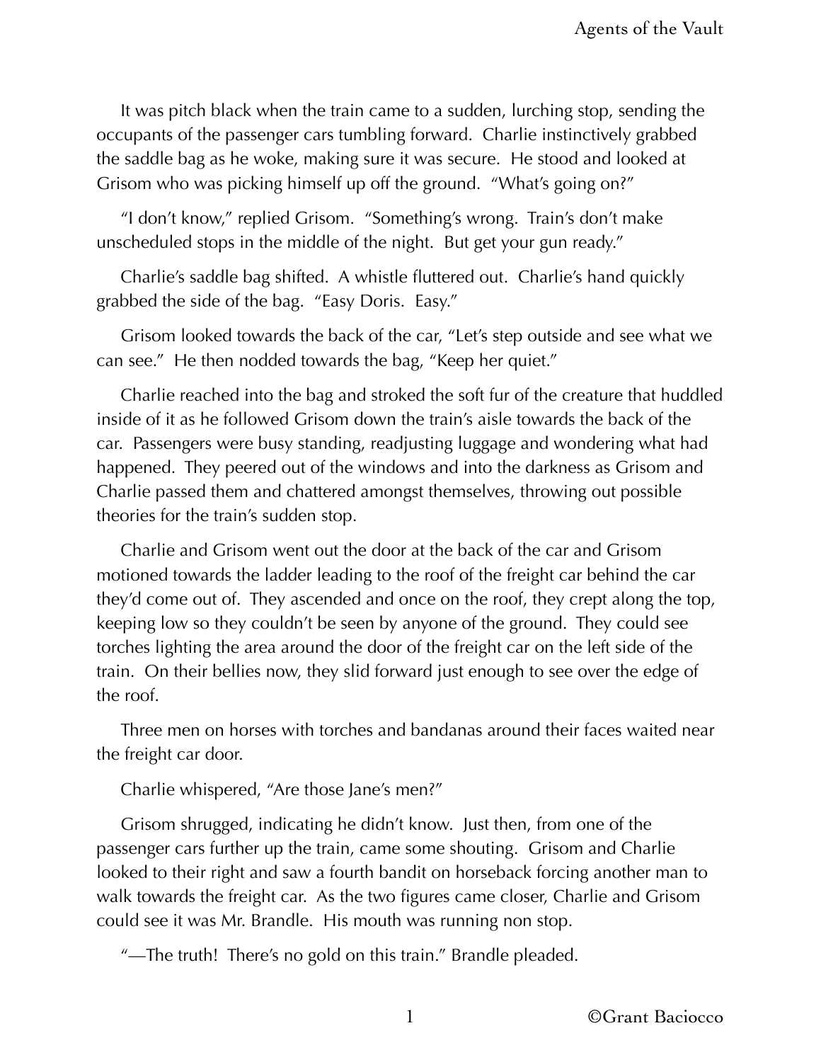It was pitch black when the train came to a sudden, lurching stop, sending the occupants of the passenger cars tumbling forward. Charlie instinctively grabbed the saddle bag as he woke, making sure it was secure. He stood and looked at Grisom who was picking himself up off the ground. "What's going on?"

"I don't know," replied Grisom. "Something's wrong. Train's don't make unscheduled stops in the middle of the night. But get your gun ready."

Charlie's saddle bag shifted. A whistle fluttered out. Charlie's hand quickly grabbed the side of the bag. "Easy Doris. Easy."

Grisom looked towards the back of the car, "Let's step outside and see what we can see." He then nodded towards the bag, "Keep her quiet."

Charlie reached into the bag and stroked the soft fur of the creature that huddled inside of it as he followed Grisom down the train's aisle towards the back of the car. Passengers were busy standing, readjusting luggage and wondering what had happened. They peered out of the windows and into the darkness as Grisom and Charlie passed them and chattered amongst themselves, throwing out possible theories for the train's sudden stop.

Charlie and Grisom went out the door at the back of the car and Grisom motioned towards the ladder leading to the roof of the freight car behind the car they'd come out of. They ascended and once on the roof, they crept along the top, keeping low so they couldn't be seen by anyone of the ground. They could see torches lighting the area around the door of the freight car on the left side of the train. On their bellies now, they slid forward just enough to see over the edge of the roof.

Three men on horses with torches and bandanas around their faces waited near the freight car door.

Charlie whispered, "Are those Jane's men?"

Grisom shrugged, indicating he didn't know. Just then, from one of the passenger cars further up the train, came some shouting. Grisom and Charlie looked to their right and saw a fourth bandit on horseback forcing another man to walk towards the freight car. As the two figures came closer, Charlie and Grisom could see it was Mr. Brandle. His mouth was running non stop.

"—The truth! There's no gold on this train." Brandle pleaded.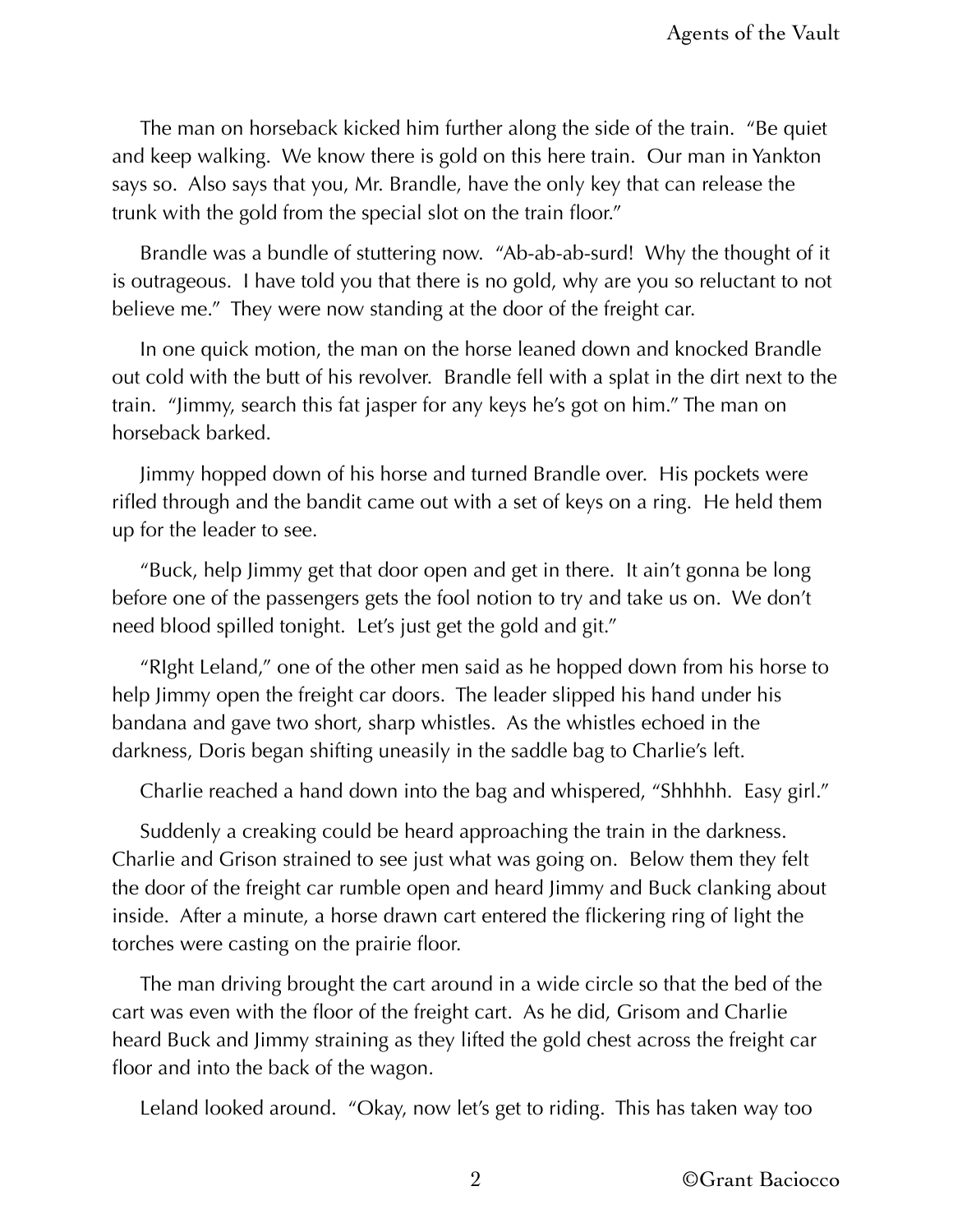The man on horseback kicked him further along the side of the train. "Be quiet and keep walking. We know there is gold on this here train. Our man in Yankton says so. Also says that you, Mr. Brandle, have the only key that can release the trunk with the gold from the special slot on the train floor."

Brandle was a bundle of stuttering now. "Ab-ab-ab-surd! Why the thought of it is outrageous. I have told you that there is no gold, why are you so reluctant to not believe me." They were now standing at the door of the freight car.

In one quick motion, the man on the horse leaned down and knocked Brandle out cold with the butt of his revolver. Brandle fell with a splat in the dirt next to the train. "Jimmy, search this fat jasper for any keys he's got on him." The man on horseback barked.

Jimmy hopped down of his horse and turned Brandle over. His pockets were rifled through and the bandit came out with a set of keys on a ring. He held them up for the leader to see.

"Buck, help Jimmy get that door open and get in there. It ain't gonna be long before one of the passengers gets the fool notion to try and take us on. We don't need blood spilled tonight. Let's just get the gold and git."

"RIght Leland," one of the other men said as he hopped down from his horse to help Jimmy open the freight car doors. The leader slipped his hand under his bandana and gave two short, sharp whistles. As the whistles echoed in the darkness, Doris began shifting uneasily in the saddle bag to Charlie's left.

Charlie reached a hand down into the bag and whispered, "Shhhhh. Easy girl."

Suddenly a creaking could be heard approaching the train in the darkness. Charlie and Grison strained to see just what was going on. Below them they felt the door of the freight car rumble open and heard Jimmy and Buck clanking about inside. After a minute, a horse drawn cart entered the flickering ring of light the torches were casting on the prairie floor.

The man driving brought the cart around in a wide circle so that the bed of the cart was even with the floor of the freight cart. As he did, Grisom and Charlie heard Buck and Jimmy straining as they lifted the gold chest across the freight car floor and into the back of the wagon.

Leland looked around. "Okay, now let's get to riding. This has taken way too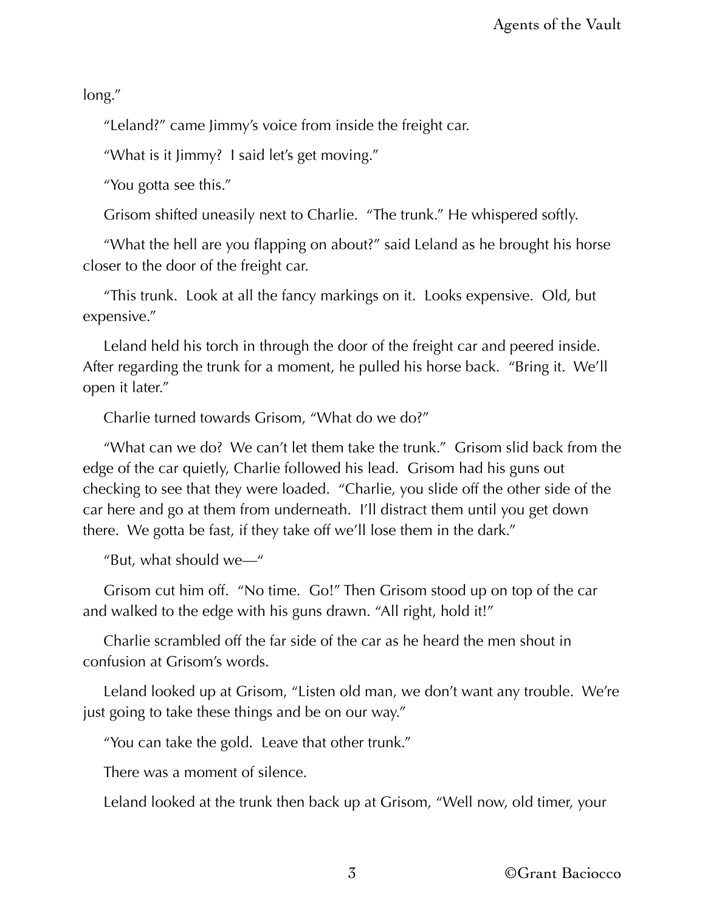long."

"Leland?" came Jimmy's voice from inside the freight car.

"What is it Jimmy? I said let's get moving."

"You gotta see this."

Grisom shifted uneasily next to Charlie. "The trunk." He whispered softly.

"What the hell are you flapping on about?" said Leland as he brought his horse closer to the door of the freight car.

"This trunk. Look at all the fancy markings on it. Looks expensive. Old, but expensive."

Leland held his torch in through the door of the freight car and peered inside. After regarding the trunk for a moment, he pulled his horse back. "Bring it. We'll open it later."

Charlie turned towards Grisom, "What do we do?"

"What can we do? We can't let them take the trunk." Grisom slid back from the edge of the car quietly, Charlie followed his lead. Grisom had his guns out checking to see that they were loaded. "Charlie, you slide off the other side of the car here and go at them from underneath. I'll distract them until you get down there. We gotta be fast, if they take off we'll lose them in the dark."

"But, what should we—"

Grisom cut him off. "No time. Go!" Then Grisom stood up on top of the car and walked to the edge with his guns drawn. "All right, hold it!"

Charlie scrambled off the far side of the car as he heard the men shout in confusion at Grisom's words.

Leland looked up at Grisom, "Listen old man, we don't want any trouble. We're just going to take these things and be on our way."

"You can take the gold. Leave that other trunk."

There was a moment of silence.

Leland looked at the trunk then back up at Grisom, "Well now, old timer, your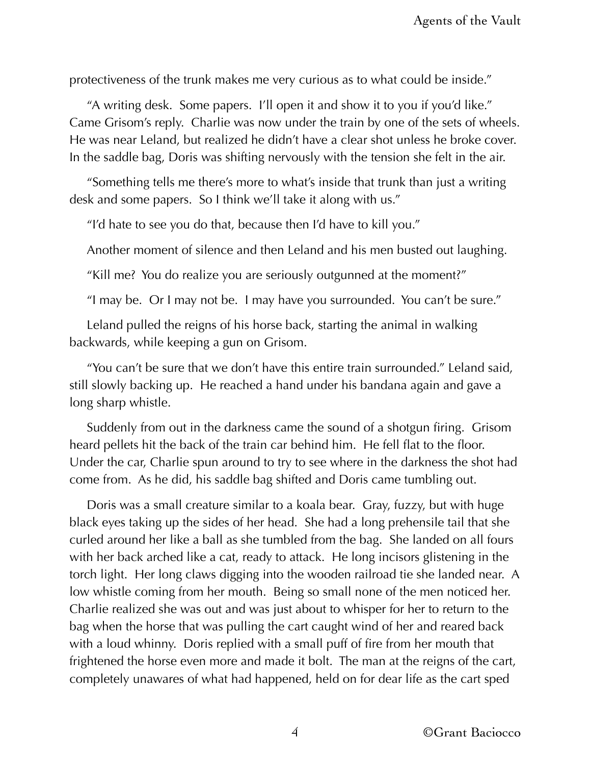protectiveness of the trunk makes me very curious as to what could be inside."

"A writing desk. Some papers. I'll open it and show it to you if you'd like." Came Grisom's reply. Charlie was now under the train by one of the sets of wheels. He was near Leland, but realized he didn't have a clear shot unless he broke cover. In the saddle bag, Doris was shifting nervously with the tension she felt in the air.

"Something tells me there's more to what's inside that trunk than just a writing desk and some papers. So I think we'll take it along with us."

"I'd hate to see you do that, because then I'd have to kill you."

Another moment of silence and then Leland and his men busted out laughing.

"Kill me? You do realize you are seriously outgunned at the moment?"

"I may be. Or I may not be. I may have you surrounded. You can't be sure."

Leland pulled the reigns of his horse back, starting the animal in walking backwards, while keeping a gun on Grisom.

"You can't be sure that we don't have this entire train surrounded." Leland said, still slowly backing up. He reached a hand under his bandana again and gave a long sharp whistle.

Suddenly from out in the darkness came the sound of a shotgun firing. Grisom heard pellets hit the back of the train car behind him. He fell flat to the floor. Under the car, Charlie spun around to try to see where in the darkness the shot had come from. As he did, his saddle bag shifted and Doris came tumbling out.

Doris was a small creature similar to a koala bear. Gray, fuzzy, but with huge black eyes taking up the sides of her head. She had a long prehensile tail that she curled around her like a ball as she tumbled from the bag. She landed on all fours with her back arched like a cat, ready to attack. He long incisors glistening in the torch light. Her long claws digging into the wooden railroad tie she landed near. A low whistle coming from her mouth. Being so small none of the men noticed her. Charlie realized she was out and was just about to whisper for her to return to the bag when the horse that was pulling the cart caught wind of her and reared back with a loud whinny. Doris replied with a small puff of fire from her mouth that frightened the horse even more and made it bolt. The man at the reigns of the cart, completely unawares of what had happened, held on for dear life as the cart sped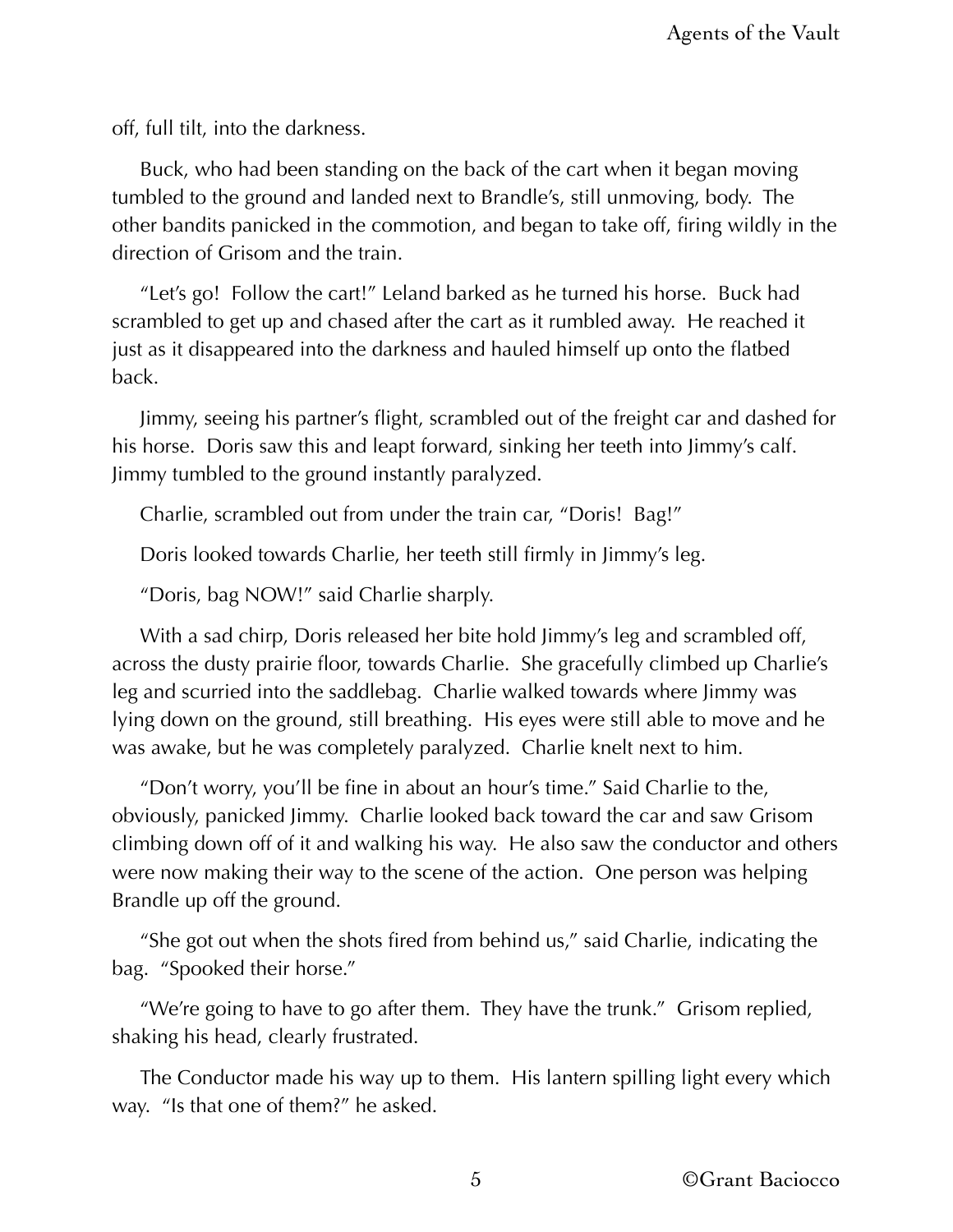off, full tilt, into the darkness.

Buck, who had been standing on the back of the cart when it began moving tumbled to the ground and landed next to Brandle's, still unmoving, body. The other bandits panicked in the commotion, and began to take off, firing wildly in the direction of Grisom and the train.

"Let's go! Follow the cart!" Leland barked as he turned his horse. Buck had scrambled to get up and chased after the cart as it rumbled away. He reached it just as it disappeared into the darkness and hauled himself up onto the flatbed back.

Jimmy, seeing his partner's flight, scrambled out of the freight car and dashed for his horse. Doris saw this and leapt forward, sinking her teeth into Jimmy's calf. Jimmy tumbled to the ground instantly paralyzed.

Charlie, scrambled out from under the train car, "Doris! Bag!"

Doris looked towards Charlie, her teeth still firmly in Jimmy's leg.

"Doris, bag NOW!" said Charlie sharply.

With a sad chirp, Doris released her bite hold Jimmy's leg and scrambled off, across the dusty prairie floor, towards Charlie. She gracefully climbed up Charlie's leg and scurried into the saddlebag. Charlie walked towards where Jimmy was lying down on the ground, still breathing. His eyes were still able to move and he was awake, but he was completely paralyzed. Charlie knelt next to him.

"Don't worry, you'll be fine in about an hour's time." Said Charlie to the, obviously, panicked Jimmy. Charlie looked back toward the car and saw Grisom climbing down off of it and walking his way. He also saw the conductor and others were now making their way to the scene of the action. One person was helping Brandle up off the ground.

"She got out when the shots fired from behind us," said Charlie, indicating the bag. "Spooked their horse."

"We're going to have to go after them. They have the trunk." Grisom replied, shaking his head, clearly frustrated.

The Conductor made his way up to them. His lantern spilling light every which way. "Is that one of them?" he asked.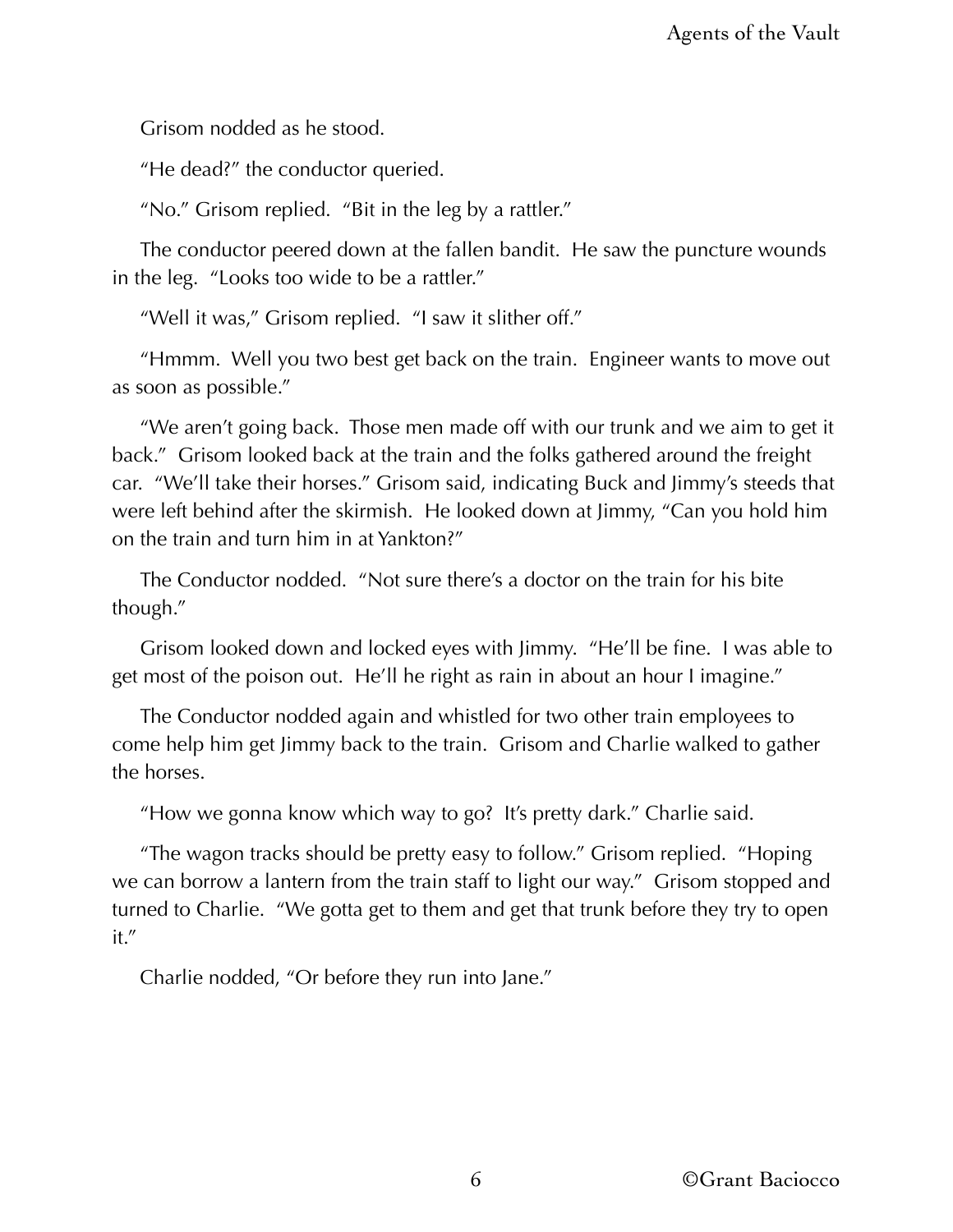Grisom nodded as he stood.

"He dead?" the conductor queried.

"No." Grisom replied. "Bit in the leg by a rattler."

The conductor peered down at the fallen bandit. He saw the puncture wounds in the leg. "Looks too wide to be a rattler."

"Well it was," Grisom replied. "I saw it slither off."

"Hmmm. Well you two best get back on the train. Engineer wants to move out as soon as possible."

"We aren't going back. Those men made off with our trunk and we aim to get it back." Grisom looked back at the train and the folks gathered around the freight car. "We'll take their horses." Grisom said, indicating Buck and Jimmy's steeds that were left behind after the skirmish. He looked down at Jimmy, "Can you hold him on the train and turn him in at Yankton?"

The Conductor nodded. "Not sure there's a doctor on the train for his bite though."

Grisom looked down and locked eyes with Jimmy. "He'll be fine. I was able to get most of the poison out. He'll he right as rain in about an hour I imagine."

The Conductor nodded again and whistled for two other train employees to come help him get Jimmy back to the train. Grisom and Charlie walked to gather the horses.

"How we gonna know which way to go? It's pretty dark." Charlie said.

"The wagon tracks should be pretty easy to follow." Grisom replied. "Hoping we can borrow a lantern from the train staff to light our way." Grisom stopped and turned to Charlie. "We gotta get to them and get that trunk before they try to open it."

Charlie nodded, "Or before they run into Jane."